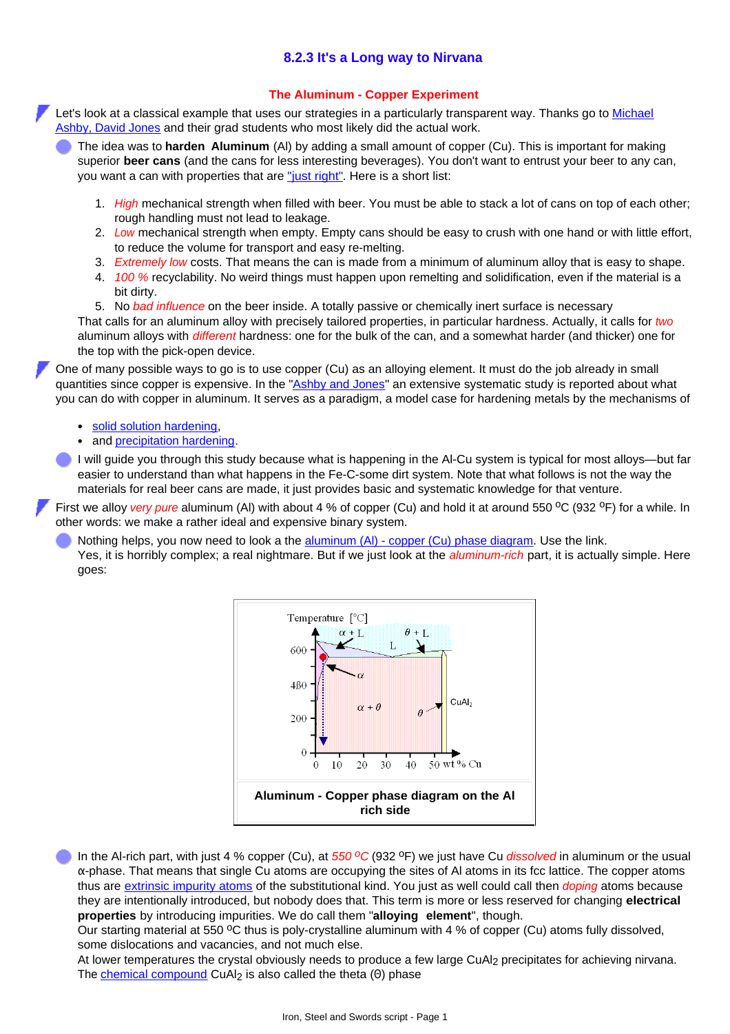## 8.2.3 It's a Long way to Nirvana

### The Aluminum - Copper Experiment

Let's look at a classical example that uses our strategies in a particularly transparent way. Thanks go to Michael Ashby, David Jones and their grad students who most likely did the actual work.

The idea was to **harden Aluminum** (Al) by adding a small amount of copper (Cu). This is important for making superior **beer cans** (and the cans for less interesting beverages). You don't want to entrust your beer to any can, you want a can with properties that are "just right". Here is a short list:

1. *High* mechanical strength when filled with beer. You must be able to stack a lot of cans on top of each other; rough handling must not lead to leakage.
2. *Low* mechanical strength when empty. Empty cans should be easy to crush with one hand or with little effort, to reduce the volume for transport and easy re-melting.
3. *Extremely low* costs. That means the can is made from a minimum of aluminum alloy that is easy to shape.
4. *100 %* recyclability. No weird things must happen upon remelting and solidification, even if the material is a bit dirty.
5. No *bad influence* on the beer inside. A totally passive or chemically inert surface is necessary

That calls for an aluminum alloy with precisely tailored properties, in particular hardness. Actually, it calls for *two* aluminum alloys with *different* hardness: one for the bulk of the can, and a somewhat harder (and thicker) one for the top with the pick-open device.

One of many possible ways to go is to use copper (Cu) as an alloying element. It must do the job already in small quantities since copper is expensive. In the "Ashby and Jones" an extensive systematic study is reported about what you can do with copper in aluminum. It serves as a paradigm, a model case for hardening metals by the mechanisms of

- solid solution hardening,
- and precipitation hardening.

I will guide you through this study because what is happening in the Al-Cu system is typical for most alloys—but far easier to understand than what happens in the Fe-C-some dirt system. Note that what follows is not the way the materials for real beer cans are made, it just provides basic and systematic knowledge for that venture.

First we alloy *very pure* aluminum (Al) with about 4 % of copper (Cu) and hold it at around 550 $^oC$ (932 $^oF$) for a while. In other words: we make a rather ideal and expensive binary system.

Nothing helps, you now need to look a the aluminum (Al) - copper (Cu) phase diagram. Use the link.
Yes, it is horribly complex; a real nightmare. But if we just look at the *aluminum-rich* part, it is actually simple. Here goes:

**Aluminum - Copper phase diagram on the Al rich side**

In the Al-rich part, with just 4 % copper (Cu), at *550 $^oC$* (932 $^oF$) we just have Cu *dissolved* in aluminum or the usual α-phase. That means that single Cu atoms are occupying the sites of Al atoms in its fcc lattice. The copper atoms thus are extrinsic impurity atoms of the substitutional kind. You just as well could call then *doping* atoms because they are intentionally introduced, but nobody does that. This term is more or less reserved for changing **electrical properties** by introducing impurities. We do call them "**alloying element**", though.
Our starting material at 550 $^oC$ thus is poly-crystalline aluminum with 4 % of copper (Cu) atoms fully dissolved, some dislocations and vacancies, and not much else.
At lower temperatures the crystal obviously needs to produce a few large $CuAl_2$ precipitates for achieving nirvana. The chemical compound $CuAl_2$ is also called the theta (Θ) phase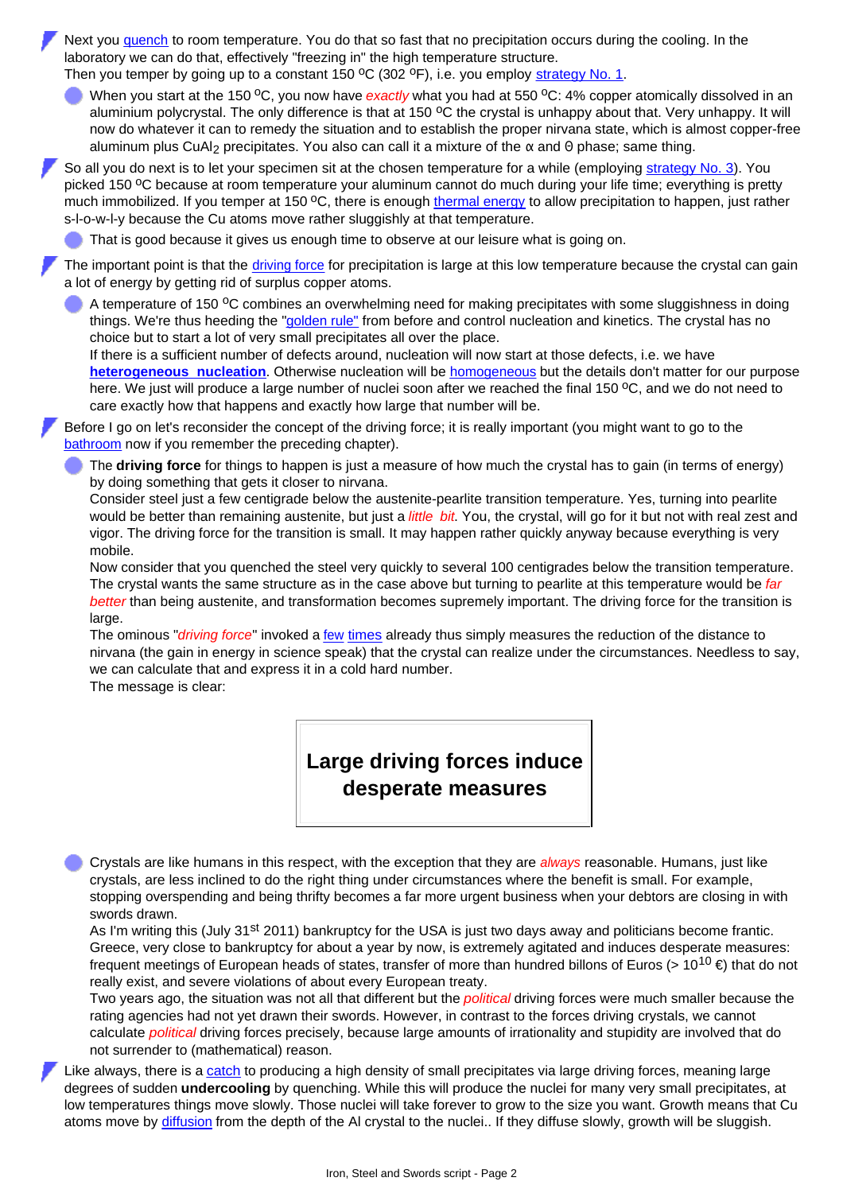- Next you quench to room temperature. You do that so fast that no precipitation occurs during the cooling. In the laboratory we can do that, effectively "freezing in" the high temperature structure.
  Then you temper by going up to a constant 150 $^oC$ (302 $^oF$), i.e. you employ strategy No. 1.
  - When you start at the 150 $^oC$, you now have *exactly* what you had at 550 $^oC$: 4% copper atomically dissolved in an aluminium polycrystal. The only difference is that at 150 $^oC$ the crystal is unhappy about that. Very unhappy. It will now do whatever it can to remedy the situation and to establish the proper nirvana state, which is almost copper-free aluminum plus $CuAl_2$ precipitates. You also can call it a mixture of the α and Θ phase; same thing.
- So all you do next is to let your specimen sit at the chosen temperature for a while (employing strategy No. 3). You picked 150 $^oC$ because at room temperature your aluminum cannot do much during your life time; everything is pretty much immobilized. If you temper at 150 $^oC$, there is enough thermal energy to allow precipitation to happen, just rather s-l-o-w-l-y because the Cu atoms move rather sluggishly at that temperature.
  - That is good because it gives us enough time to observe at our leisure what is going on.
- The important point is that the driving force for precipitation is large at this low temperature because the crystal can gain a lot of energy by getting rid of surplus copper atoms.
  - A temperature of 150 $^oC$ combines an overwhelming need for making precipitates with some sluggishness in doing things. We're thus heeding the "golden rule" from before and control nucleation and kinetics. The crystal has no choice but to start a lot of very small precipitates all over the place.
    If there is a sufficient number of defects around, nucleation will now start at those defects, i.e. we have **heterogeneous nucleation**. Otherwise nucleation will be homogeneous but the details don't matter for our purpose here. We just will produce a large number of nuclei soon after we reached the final 150 $^oC$, and we do not need to care exactly how that happens and exactly how large that number will be.
- Before I go on let's reconsider the concept of the driving force; it is really important (you might want to go to the bathroom now if you remember the preceding chapter).
  - The **driving force** for things to happen is just a measure of how much the crystal has to gain (in terms of energy) by doing something that gets it closer to nirvana.
    Consider steel just a few centigrade below the austenite-pearlite transition temperature. Yes, turning into pearlite would be better than remaining austenite, but just a *little bit*. You, the crystal, will go for it but not with real zest and vigor. The driving force for the transition is small. It may happen rather quickly anyway because everything is very mobile.
    Now consider that you quenched the steel very quickly to several 100 centigrades below the transition temperature. The crystal wants the same structure as in the case above but turning to pearlite at this temperature would be *far better* than being austenite, and transformation becomes supremely important. The driving force for the transition is large.
    The ominous "*driving force*" invoked a few times already thus simply measures the reduction of the distance to nirvana (the gain in energy in science speak) that the crystal can realize under the circumstances. Needless to say, we can calculate that and express it in a cold hard number.
    The message is clear:

| **Large driving forces induce desperate measures** |
|---|

  - Crystals are like humans in this respect, with the exception that they are *always* reasonable. Humans, just like crystals, are less inclined to do the right thing under circumstances where the benefit is small. For example, stopping overspending and being thrifty becomes a far more urgent business when your debtors are closing in with swords drawn.
    As I'm writing this (July 31st 2011) bankruptcy for the USA is just two days away and politicians become frantic. Greece, very close to bankruptcy for about a year by now, is extremely agitated and induces desperate measures: frequent meetings of European heads of states, transfer of more than hundred billons of Euros (> $10^{10}$ €) that do not really exist, and severe violations of about every European treaty.
    Two years ago, the situation was not all that different but the *political* driving forces were much smaller because the rating agencies had not yet drawn their swords. However, in contrast to the forces driving crystals, we cannot calculate *political* driving forces precisely, because large amounts of irrationality and stupidity are involved that do not surrender to (mathematical) reason.
- Like always, there is a catch to producing a high density of small precipitates via large driving forces, meaning large degrees of sudden **undercooling** by quenching. While this will produce the nuclei for many very small precipitates, at low temperatures things move slowly. Those nuclei will take forever to grow to the size you want. Growth means that Cu atoms move by diffusion from the depth of the Al crystal to the nuclei.. If they diffuse slowly, growth will be sluggish.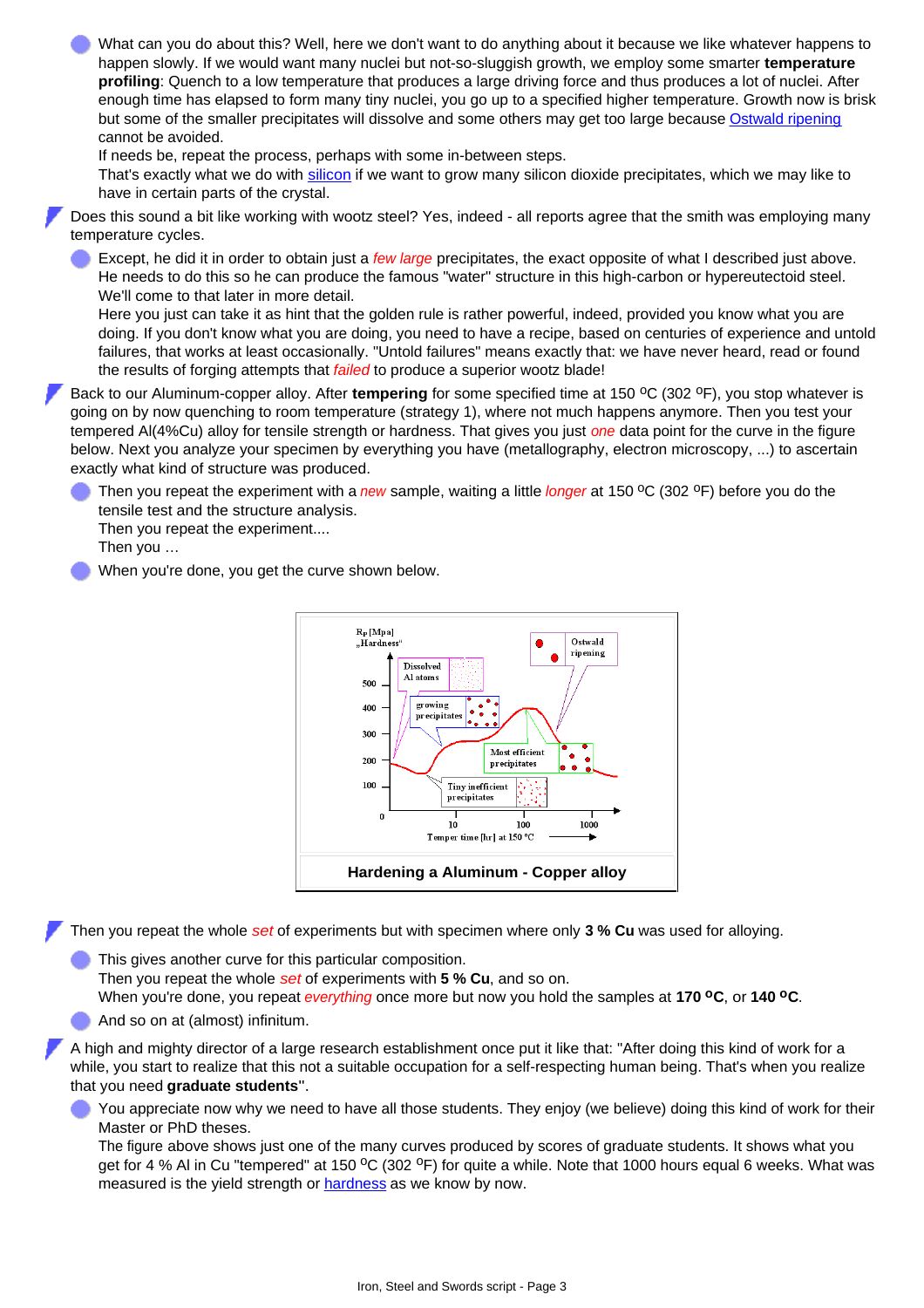- What can you do about this? Well, here we don't want to do anything about it because we like whatever happens to happen slowly. If we would want many nuclei but not-so-sluggish growth, we employ some smarter **temperature profiling**: Quench to a low temperature that produces a large driving force and thus produces a lot of nuclei. After enough time has elapsed to form many tiny nuclei, you go up to a specified higher temperature. Growth now is brisk but some of the smaller precipitates will dissolve and some others may get too large because Ostwald ripening cannot be avoided.
  If needs be, repeat the process, perhaps with some in-between steps.
  That's exactly what we do with silicon if we want to grow many silicon dioxide precipitates, which we may like to have in certain parts of the crystal.

- Does this sound a bit like working with wootz steel? Yes, indeed - all reports agree that the smith was employing many temperature cycles.
  - Except, he did it in order to obtain just a *few large* precipitates, the exact opposite of what I described just above. He needs to do this so he can produce the famous "water" structure in this high-carbon or hypereutectoid steel. We'll come to that later in more detail.
    Here you just can take it as hint that the golden rule is rather powerful, indeed, provided you know what you are doing. If you don't know what you are doing, you need to have a recipe, based on centuries of experience and untold failures, that works at least occasionally. "Untold failures" means exactly that: we have never heard, read or found the results of forging attempts that *failed* to produce a superior wootz blade!

- Back to our Aluminum-copper alloy. After **tempering** for some specified time at 150 °C (302 °F), you stop whatever is going on by now quenching to room temperature (strategy 1), where not much happens anymore. Then you test your tempered Al(4%Cu) alloy for tensile strength or hardness. That gives you just *one* data point for the curve in the figure below. Next you analyze your specimen by everything you have (metallography, electron microscopy, ...) to ascertain exactly what kind of structure was produced.
  - Then you repeat the experiment with a *new* sample, waiting a little *longer* at 150 °C (302 °F) before you do the tensile test and the structure analysis.
    Then you repeat the experiment....
    Then you …
  - When you're done, you get the curve shown below.

**Hardening a Aluminum - Copper alloy**

- Then you repeat the whole *set* of experiments but with specimen where only **3 % Cu** was used for alloying.
  - This gives another curve for this particular composition.
    Then you repeat the whole *set* of experiments with **5 % Cu**, and so on.
    When you're done, you repeat *everything* once more but now you hold the samples at **170 °C**, or **140 °C**.
  - And so on at (almost) infinitum.

- A high and mighty director of a large research establishment once put it like that: "After doing this kind of work for a while, you start to realize that this not a suitable occupation for a self-respecting human being. That's when you realize that you need **graduate students**".
  - You appreciate now why we need to have all those students. They enjoy (we believe) doing this kind of work for their Master or PhD theses.
    The figure above shows just one of the many curves produced by scores of graduate students. It shows what you get for 4 % Al in Cu "tempered" at 150 °C (302 °F) for quite a while. Note that 1000 hours equal 6 weeks. What was measured is the yield strength or hardness as we know by now.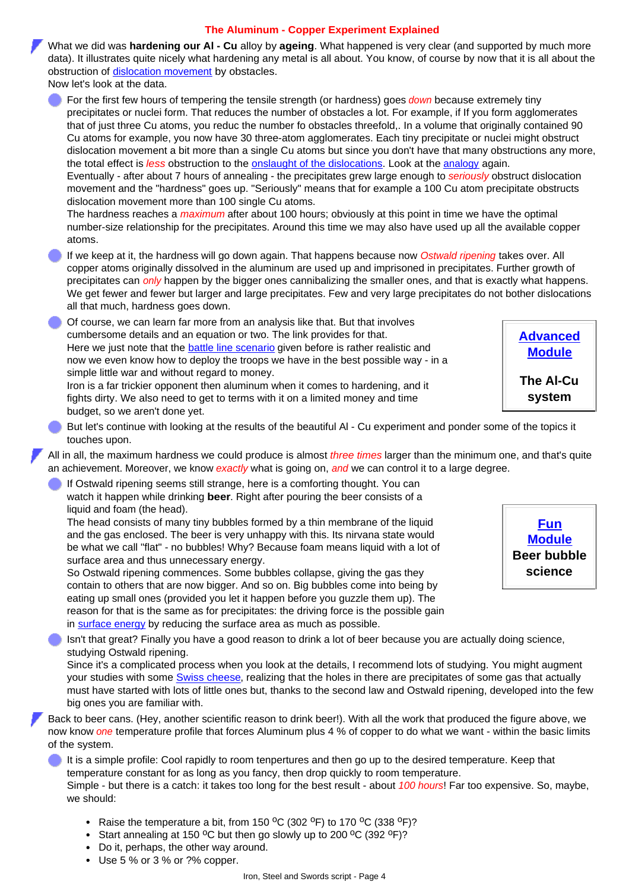## The Aluminum - Copper Experiment Explained

What we did was **hardening our Al - Cu** alloy by **ageing**. What happened is very clear (and supported by much more data). It illustrates quite nicely what hardening any metal is all about. You know, of course by now that it is all about the obstruction of dislocation movement by obstacles.
Now let's look at the data.

- For the first few hours of tempering the tensile strength (or hardness) goes *down* because extremely tiny precipitates or nuclei form. That reduces the number of obstacles a lot. For example, if If you form agglomerates that of just three Cu atoms, you reduc the number fo obstacles threefold,. In a volume that originally contained 90 Cu atoms for example, you now have 30 three-atom agglomerates. Each tiny precipitate or nuclei might obstruct dislocation movement a bit more than a single Cu atoms but since you don't have that many obstructions any more, the total effect is *less* obstruction to the onslaught of the dislocations. Look at the analogy again.
  Eventually - after about 7 hours of annealing - the precipitates grew large enough to *seriously* obstruct dislocation movement and the "hardness" goes up. "Seriously" means that for example a 100 Cu atom precipitate obstructs dislocation movement more than 100 single Cu atoms.
  The hardness reaches a *maximum* after about 100 hours; obviously at this point in time we have the optimal number-size relationship for the precipitates. Around this time we may also have used up all the available copper atoms.
- If we keep at it, the hardness will go down again. That happens because now *Ostwald ripening* takes over. All copper atoms originally dissolved in the aluminum are used up and imprisoned in precipitates. Further growth of precipitates can *only* happen by the bigger ones cannibalizing the smaller ones, and that is exactly what happens. We get fewer and fewer but larger and large precipitates. Few and very large precipitates do not bother dislocations all that much, hardness goes down.
- Of course, we can learn far more from an analysis like that. But that involves cumbersome details and an equation or two. The link provides for that.
  Here we just note that the battle line scenario given before is rather realistic and now we even know how to deploy the troops we have in the best possible way - in a simple little war and without regard to money.
  Iron is a far trickier opponent then aluminum when it comes to hardening, and it fights dirty. We also need to get to terms with it on a limited money and time budget, so we aren't done yet.

  **Advanced Module**
  **The Al-Cu system**

- But let's continue with looking at the results of the beautiful Al - Cu experiment and ponder some of the topics it touches upon.

All in all, the maximum hardness we could produce is almost *three times* larger than the minimum one, and that's quite an achievement. Moreover, we know *exactly* what is going on, *and* we can control it to a large degree.

- If Ostwald ripening seems still strange, here is a comforting thought. You can watch it happen while drinking **beer**. Right after pouring the beer consists of a liquid and foam (the head).
  The head consists of many tiny bubbles formed by a thin membrane of the liquid and the gas enclosed. The beer is very unhappy with this. Its nirvana state would be what we call "flat" - no bubbles! Why? Because foam means liquid with a lot of surface area and thus unnecessary energy.
  So Ostwald ripening commences. Some bubbles collapse, giving the gas they contain to others that are now bigger. And so on. Big bubbles come into being by eating up small ones (provided you let it happen before you guzzle them up). The reason for that is the same as for precipitates: the driving force is the possible gain in surface energy by reducing the surface area as much as possible.

  **Fun Module**
  **Beer bubble science**

- Isn't that great? Finally you have a good reason to drink a lot of beer because you are actually doing science, studying Ostwald ripening.
  Since it's a complicated process when you look at the details, I recommend lots of studying. You might augment your studies with some Swiss cheese, realizing that the holes in there are precipitates of some gas that actually must have started with lots of little ones but, thanks to the second law and Ostwald ripening, developed into the few big ones you are familiar with.

Back to beer cans. (Hey, another scientific reason to drink beer!). With all the work that produced the figure above, we now know *one* temperature profile that forces Aluminum plus 4 % of copper to do what we want - within the basic limits of the system.

- It is a simple profile: Cool rapidly to room tenpertures and then go up to the desired temperature. Keep that temperature constant for as long as you fancy, then drop quickly to room temperature.
  Simple - but there is a catch: it takes too long for the best result - about *100 hours*! Far too expensive. So, maybe, we should:
  - Raise the temperature a bit, from 150 $^{o}$C (302 $^{o}$F) to 170 $^{o}$C (338 $^{o}$F)?
  - Start annealing at 150 $^{o}$C but then go slowly up to 200 $^{o}$C (392 $^{o}$F)?
  - Do it, perhaps, the other way around.
  - Use 5 % or 3 % or ?% copper.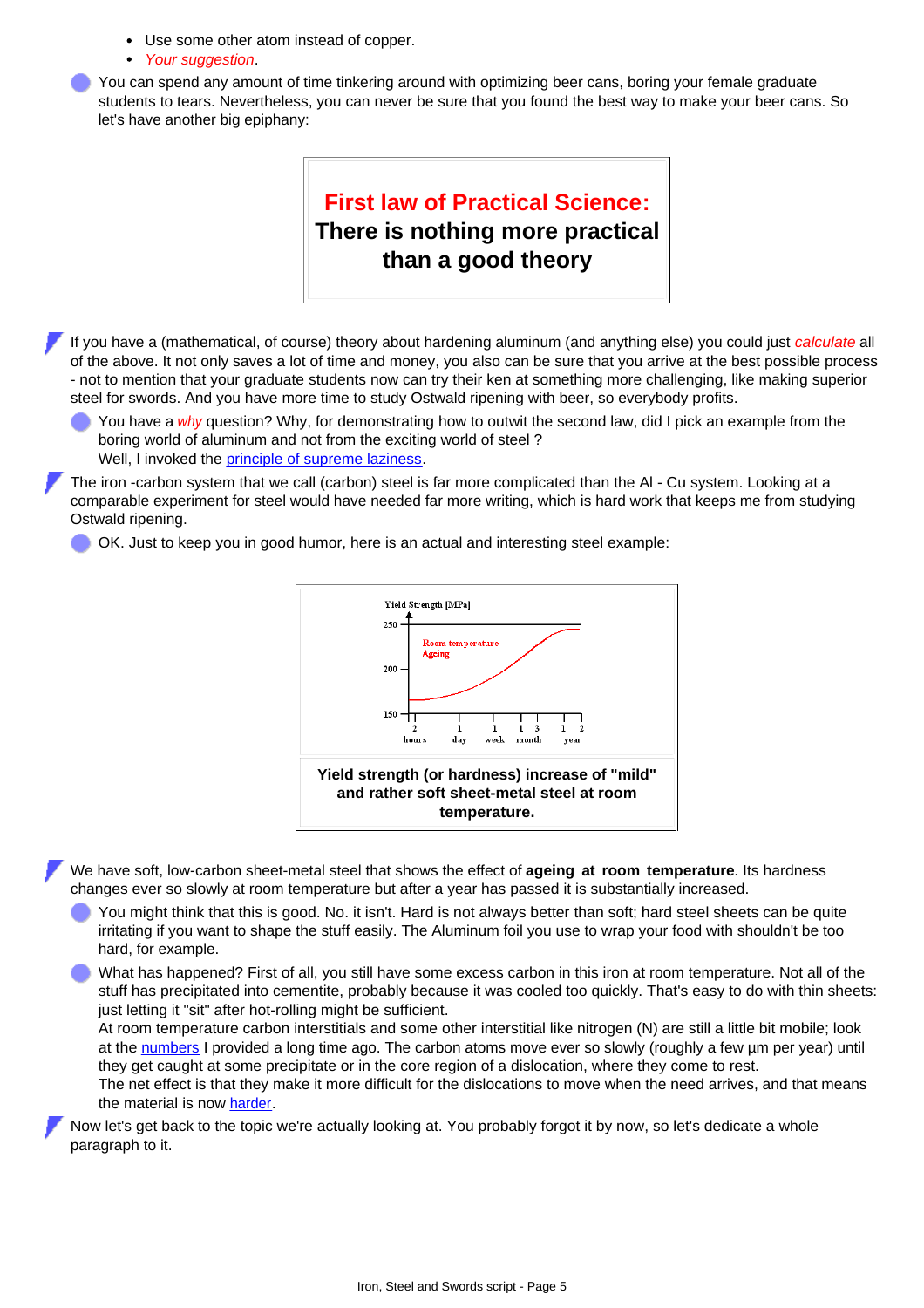- Use some other atom instead of copper.
- *Your suggestion*.

You can spend any amount of time tinkering around with optimizing beer cans, boring your female graduate students to tears. Nevertheless, you can never be sure that you found the best way to make your beer cans. So let's have another big epiphany:

**First law of Practical Science:**
**There is nothing more practical than a good theory**

If you have a (mathematical, of course) theory about hardening aluminum (and anything else) you could just *calculate* all of the above. It not only saves a lot of time and money, you also can be sure that you arrive at the best possible process - not to mention that your graduate students now can try their ken at something more challenging, like making superior steel for swords. And you have more time to study Ostwald ripening with beer, so everybody profits.

You have a *why* question? Why, for demonstrating how to outwit the second law, did I pick an example from the boring world of aluminum and not from the exciting world of steel ?
Well, I invoked the principle of supreme laziness.

The iron -carbon system that we call (carbon) steel is far more complicated than the Al - Cu system. Looking at a comparable experiment for steel would have needed far more writing, which is hard work that keeps me from studying Ostwald ripening.

OK. Just to keep you in good humor, here is an actual and interesting steel example:

Yield Strength [MPa]
250
200
150
Room temperature
Ageing
2 hours
1 day
1 week
1 month
3 month
1 year
2 year

**Yield strength (or hardness) increase of "mild" and rather soft sheet-metal steel at room temperature.**

We have soft, low-carbon sheet-metal steel that shows the effect of **ageing at room temperature**. Its hardness changes ever so slowly at room temperature but after a year has passed it is substantially increased.

You might think that this is good. No. it isn't. Hard is not always better than soft; hard steel sheets can be quite irritating if you want to shape the stuff easily. The Aluminum foil you use to wrap your food with shouldn't be too hard, for example.

What has happened? First of all, you still have some excess carbon in this iron at room temperature. Not all of the stuff has precipitated into cementite, probably because it was cooled too quickly. That's easy to do with thin sheets: just letting it "sit" after hot-rolling might be sufficient.
At room temperature carbon interstitials and some other interstitial like nitrogen (N) are still a little bit mobile; look at the numbers I provided a long time ago. The carbon atoms move ever so slowly (roughly a few µm per year) until they get caught at some precipitate or in the core region of a dislocation, where they come to rest.
The net effect is that they make it more difficult for the dislocations to move when the need arrives, and that means the material is now harder.

Now let's get back to the topic we're actually looking at. You probably forgot it by now, so let's dedicate a whole paragraph to it.